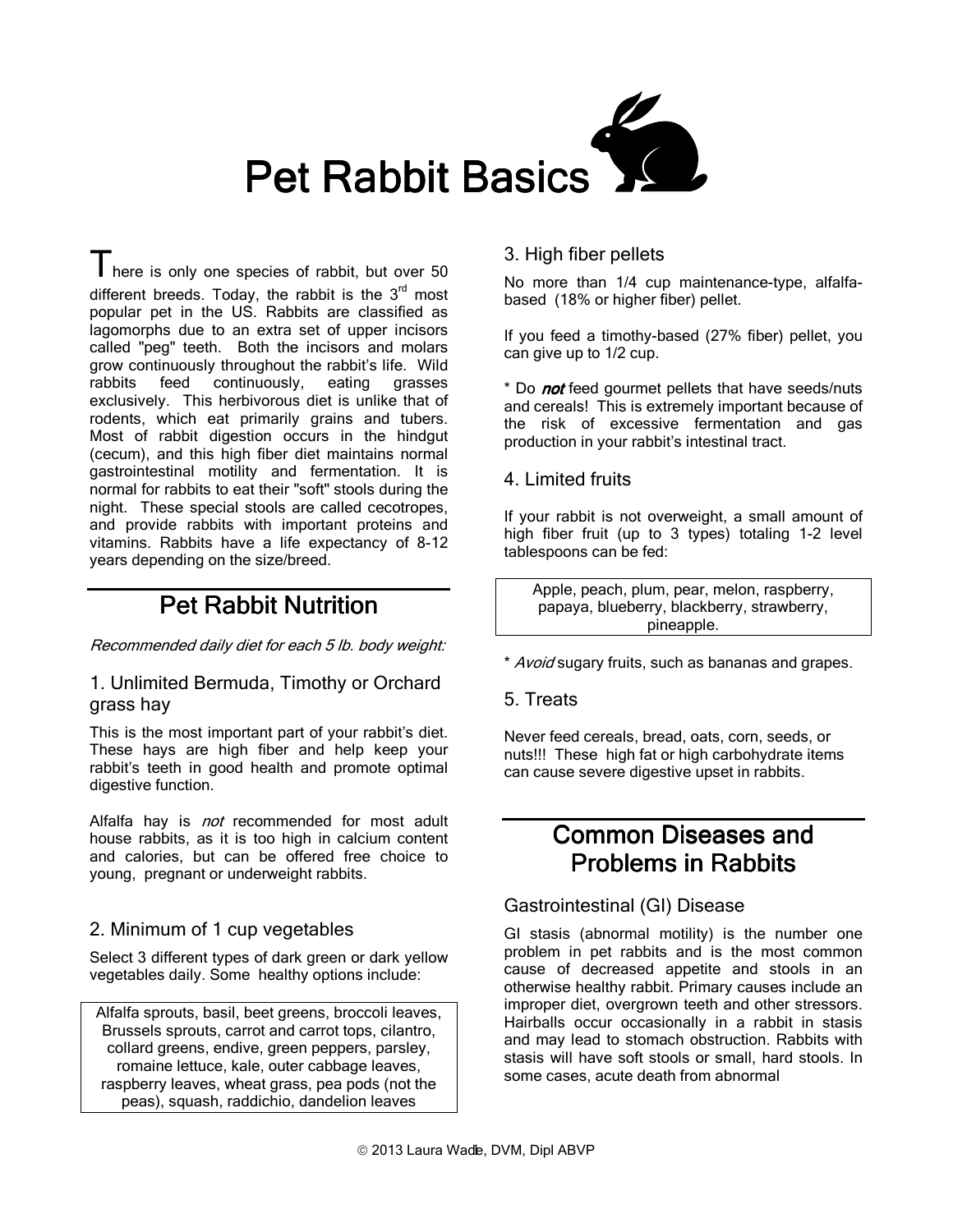# Pet Rabbit Basics

There is only one species of rabbit, but over 50 different breeds. Today, the rabbit is the 3rd most popular pet in the US. Rabbits are classified as lagomorphs due to an extra set of upper incisors called "peg" teeth. Both the incisors and molars grow continuously throughout the rabbit's life. Wild rabbits feed continuously, eating grasses exclusively. This herbivorous diet is unlike that of rodents, which eat primarily grains and tubers. Most of rabbit digestion occurs in the hindgut (cecum), and this high fiber diet maintains normal gastrointestinal motility and fermentation. It is normal for rabbits to eat their "soft" stools during the night. These special stools are called cecotropes, and provide rabbits with important proteins and vitamins. Rabbits have a life expectancy of 8-12 years depending on the size/breed.

## Pet Rabbit Nutrition

*Recommended daily diet for each 5 lb. body weight:*

### 1. Unlimited Bermuda, Timothy or Orchard grass hay

This is the most important part of your rabbit's diet. These hays are high fiber and help keep your rabbit's teeth in good health and promote optimal digestive function.

Alfalfa hay is *not* recommended for most adult house rabbits, as it is too high in calcium content and calories, but can be offered free choice to young, pregnant or underweight rabbits.

### 2. Minimum of 1 cup vegetables

Select 3 different types of dark green or dark yellow vegetables daily. Some healthy options include:

> Alfalfa sprouts, basil, beet greens, broccoli leaves, Brussels sprouts, carrot and carrot tops, cilantro, collard greens, endive, green peppers, parsley, romaine lettuce, kale, outer cabbage leaves, raspberry leaves, wheat grass, pea pods (not the peas), squash, raddichio, dandelion leaves

### 3. High fiber pellets

No more than 1/4 cup maintenance-type, alfalfa-based (18% or higher fiber) pellet.

If you feed a timothy-based (27% fiber) pellet, you can give up to 1/2 cup.

* Do ***not*** feed gourmet pellets that have seeds/nuts and cereals! This is extremely important because of the risk of excessive fermentation and gas production in your rabbit's intestinal tract.

### 4. Limited fruits

If your rabbit is not overweight, a small amount of high fiber fruit (up to 3 types) totaling 1-2 level tablespoons can be fed:

> Apple, peach, plum, pear, melon, raspberry, papaya, blueberry, blackberry, strawberry, pineapple.

* *Avoid* sugary fruits, such as bananas and grapes.

### 5. Treats

Never feed cereals, bread, oats, corn, seeds, or nuts!!! These high fat or high carbohydrate items can cause severe digestive upset in rabbits.

## Common Diseases and Problems in Rabbits

### Gastrointestinal (GI) Disease

GI stasis (abnormal motility) is the number one problem in pet rabbits and is the most common cause of decreased appetite and stools in an otherwise healthy rabbit. Primary causes include an improper diet, overgrown teeth and other stressors. Hairballs occur occasionally in a rabbit in stasis and may lead to stomach obstruction. Rabbits with stasis will have soft stools or small, hard stools. In some cases, acute death from abnormal

© 2013 Laura Wade, DVM, Dipl ABVP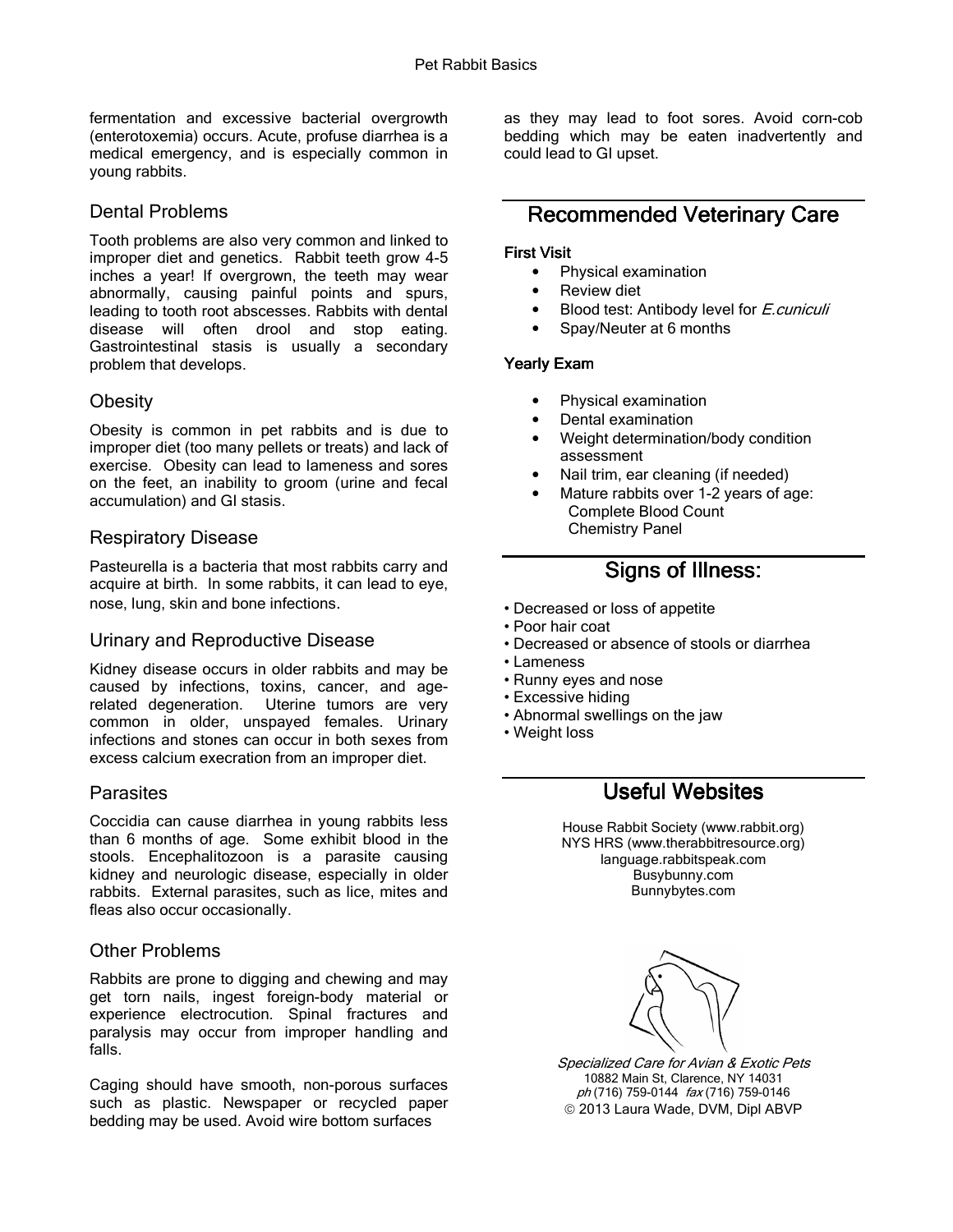fermentation and excessive bacterial overgrowth (enterotoxemia) occurs. Acute, profuse diarrhea is a medical emergency, and is especially common in young rabbits.

### Dental Problems

Tooth problems are also very common and linked to improper diet and genetics. Rabbit teeth grow 4-5 inches a year! If overgrown, the teeth may wear abnormally, causing painful points and spurs, leading to tooth root abscesses. Rabbits with dental disease will often drool and stop eating. Gastrointestinal stasis is usually a secondary problem that develops.

### Obesity

Obesity is common in pet rabbits and is due to improper diet (too many pellets or treats) and lack of exercise. Obesity can lead to lameness and sores on the feet, an inability to groom (urine and fecal accumulation) and GI stasis.

### Respiratory Disease

Pasteurella is a bacteria that most rabbits carry and acquire at birth. In some rabbits, it can lead to eye, nose, lung, skin and bone infections.

### Urinary and Reproductive Disease

Kidney disease occurs in older rabbits and may be caused by infections, toxins, cancer, and age-related degeneration. Uterine tumors are very common in older, unspayed females. Urinary infections and stones can occur in both sexes from excess calcium execration from an improper diet.

### Parasites

Coccidia can cause diarrhea in young rabbits less than 6 months of age. Some exhibit blood in the stools. Encephalitozoon is a parasite causing kidney and neurologic disease, especially in older rabbits. External parasites, such as lice, mites and fleas also occur occasionally.

### Other Problems

Rabbits are prone to digging and chewing and may get torn nails, ingest foreign-body material or experience electrocution. Spinal fractures and paralysis may occur from improper handling and falls.

Caging should have smooth, non-porous surfaces such as plastic. Newspaper or recycled paper bedding may be used. Avoid wire bottom surfaces as they may lead to foot sores. Avoid corn-cob bedding which may be eaten inadvertently and could lead to GI upset.

## Recommended Veterinary Care

**First Visit**

- Physical examination
- Review diet
- Blood test: Antibody level for *E.cuniculi*
- Spay/Neuter at 6 months

**Yearly Exam**

- Physical examination
- Dental examination
- Weight determination/body condition assessment
- Nail trim, ear cleaning (if needed)
- Mature rabbits over 1-2 years of age:
  Complete Blood Count
  Chemistry Panel

## Signs of Illness:

- Decreased or loss of appetite
- Poor hair coat
- Decreased or absence of stools or diarrhea
- Lameness
- Runny eyes and nose
- Excessive hiding
- Abnormal swellings on the jaw
- Weight loss

## Useful Websites

House Rabbit Society (www.rabbit.org)
NYS HRS (www.therabbitresource.org)
language.rabbitspeak.com
Busybunny.com
Bunnybytes.com

*Specialized Care for Avian & Exotic Pets*
10882 Main St, Clarence, NY 14031
*ph* (716) 759-0144 *fax* (716) 759-0146
© 2013 Laura Wade, DVM, Dipl ABVP